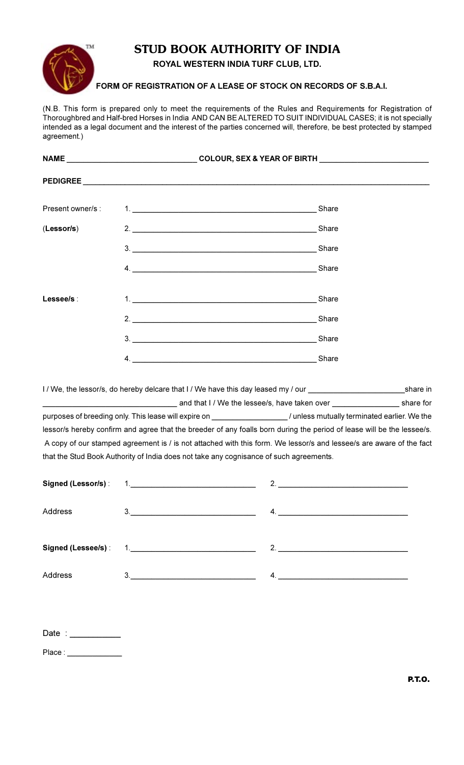# STUD BOOK AUTHORITY OF INDIA

**ROYAL WESTERN INDIA TURF CLUB, LTD.**

**FORM OF REGISTRATION OF A LEASE OF STOCK ON RECORDS OF S.B.A.I.**

(N.B. This form is prepared only to meet the requirements of the Rules and Requirements for Registration of Thoroughbred and Half-bred Horses in India AND CAN BE ALTERED TO SUIT INDIVIDUAL CASES; it is not specially intended as a legal document and the interest of the parties concerned will, therefore, be best protected by stamped agreement.)

**NAME** ______________________________ **COLOUR, SEX & YEAR OF BIRTH** ________________________

**PEDIGREE** ________________________________________________________________________________

Present owner/s :
(**Lessor/s**)

1. ________________________________________ Share
2. ________________________________________ Share
3. ________________________________________ Share
4. ________________________________________ Share

**Lessee/s** :

1. ________________________________________ Share
2. ________________________________________ Share
3. ________________________________________ Share
4. ________________________________________ Share

I / We, the lessor/s, do hereby delcare that I / We have this day leased my / our ______________________share in ______________________________ and that I / We the lessee/s, have taken over ________________ share for purposes of breeding only. This lease will expire on _________________ / unless mutually terminated earlier. We the lessor/s hereby confirm and agree that the breeder of any foalls born during the period of lease will be the lessee/s. A copy of our stamped agreement is / is not attached with this form. We lessor/s and lessee/s are aware of the fact that the Stud Book Authority of India does not take any cognisance of such agreements.

**Signed (Lessor/s)** : 1.____________________________ 2. ____________________________

Address 3.____________________________ 4. ____________________________

**Signed (Lessee/s)** : 1.____________________________ 2. ____________________________

Address 3.____________________________ 4. ____________________________

Date : ___________

Place : ____________

**P.T.O.**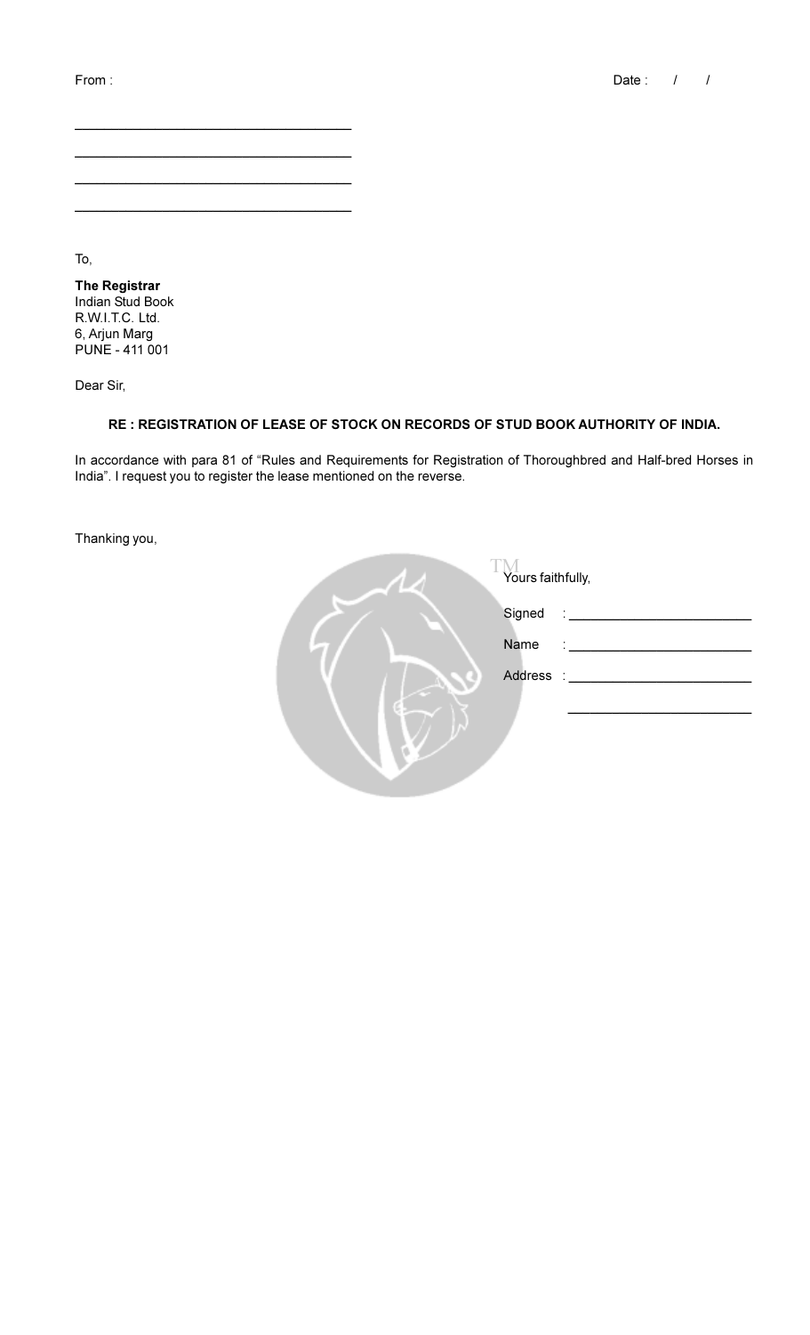From : Date : / /

\_\_\_\_\_\_\_\_\_\_\_\_\_\_\_\_\_\_\_\_\_\_\_\_\_\_\_\_\_\_\_\_\_\_\_\_

\_\_\_\_\_\_\_\_\_\_\_\_\_\_\_\_\_\_\_\_\_\_\_\_\_\_\_\_\_\_\_\_\_\_\_\_

\_\_\_\_\_\_\_\_\_\_\_\_\_\_\_\_\_\_\_\_\_\_\_\_\_\_\_\_\_\_\_\_\_\_\_\_

\_\_\_\_\_\_\_\_\_\_\_\_\_\_\_\_\_\_\_\_\_\_\_\_\_\_\_\_\_\_\_\_\_\_\_\_

To,

**The Registrar**
Indian Stud Book
R.W.I.T.C. Ltd.
6, Arjun Marg
PUNE - 411 001

Dear Sir,

**RE : REGISTRATION OF LEASE OF STOCK ON RECORDS OF STUD BOOK AUTHORITY OF INDIA.**

In accordance with para 81 of "Rules and Requirements for Registration of Thoroughbred and Half-bred Horses in India". I request you to register the lease mentioned on the reverse.

Thanking you,

Yours faithfully,

Signed : \_\_\_\_\_\_\_\_\_\_\_\_\_\_\_\_\_\_\_\_\_\_\_\_\_\_

Name : \_\_\_\_\_\_\_\_\_\_\_\_\_\_\_\_\_\_\_\_\_\_\_\_\_\_

Address : \_\_\_\_\_\_\_\_\_\_\_\_\_\_\_\_\_\_\_\_\_\_\_\_\_\_

\_\_\_\_\_\_\_\_\_\_\_\_\_\_\_\_\_\_\_\_\_\_\_\_\_\_